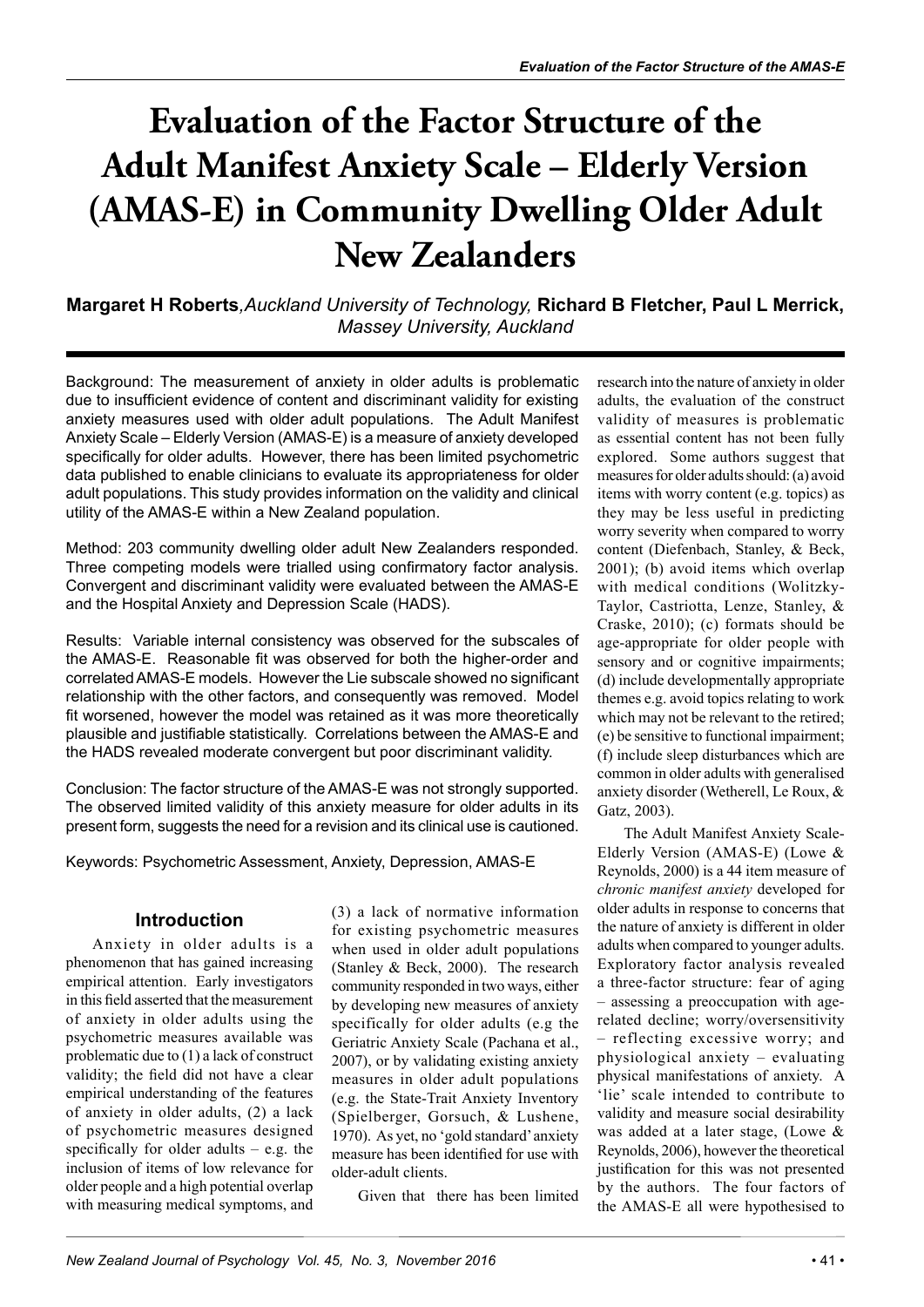# Evaluation of the Factor Structure of the Adult Manifest Anxiety Scale – Elderly Version (AMAS-E) in Community Dwelling Older Adult New Zealanders

**Margaret H Roberts**, *Auckland University of Technology,* **Richard B Fletcher, Paul L Merrick,** *Massey University, Auckland*

Background: The measurement of anxiety in older adults is problematic due to insufficient evidence of content and discriminant validity for existing anxiety measures used with older adult populations. The Adult Manifest Anxiety Scale – Elderly Version (AMAS-E) is a measure of anxiety developed specifically for older adults. However, there has been limited psychometric data published to enable clinicians to evaluate its appropriateness for older adult populations. This study provides information on the validity and clinical utility of the AMAS-E within a New Zealand population.

Method: 203 community dwelling older adult New Zealanders responded. Three competing models were trialled using confirmatory factor analysis. Convergent and discriminant validity were evaluated between the AMAS-E and the Hospital Anxiety and Depression Scale (HADS).

Results: Variable internal consistency was observed for the subscales of the AMAS-E. Reasonable fit was observed for both the higher-order and correlated AMAS-E models. However the Lie subscale showed no significant relationship with the other factors, and consequently was removed. Model fit worsened, however the model was retained as it was more theoretically plausible and justifiable statistically. Correlations between the AMAS-E and the HADS revealed moderate convergent but poor discriminant validity.

Conclusion: The factor structure of the AMAS-E was not strongly supported. The observed limited validity of this anxiety measure for older adults in its present form, suggests the need for a revision and its clinical use is cautioned.

Keywords: Psychometric Assessment, Anxiety, Depression, AMAS-E

## Introduction

Anxiety in older adults is a phenomenon that has gained increasing empirical attention. Early investigators in this field asserted that the measurement of anxiety in older adults using the psychometric measures available was problematic due to (1) a lack of construct validity; the field did not have a clear empirical understanding of the features of anxiety in older adults, (2) a lack of psychometric measures designed specifically for older adults – e.g. the inclusion of items of low relevance for older people and a high potential overlap with measuring medical symptoms, and (3) a lack of normative information for existing psychometric measures when used in older adult populations (Stanley & Beck, 2000). The research community responded in two ways, either by developing new measures of anxiety specifically for older adults (e.g the Geriatric Anxiety Scale (Pachana et al., 2007), or by validating existing anxiety measures in older adult populations (e.g. the State-Trait Anxiety Inventory (Spielberger, Gorsuch, & Lushene, 1970). As yet, no 'gold standard' anxiety measure has been identified for use with older-adult clients.

Given that there has been limited research into the nature of anxiety in older adults, the evaluation of the construct validity of measures is problematic as essential content has not been fully explored. Some authors suggest that measures for older adults should: (a) avoid items with worry content (e.g. topics) as they may be less useful in predicting worry severity when compared to worry content (Diefenbach, Stanley, & Beck, 2001); (b) avoid items which overlap with medical conditions (Wolitzky-Taylor, Castriotta, Lenze, Stanley, & Craske, 2010); (c) formats should be age-appropriate for older people with sensory and or cognitive impairments; (d) include developmentally appropriate themes e.g. avoid topics relating to work which may not be relevant to the retired; (e) be sensitive to functional impairment; (f) include sleep disturbances which are common in older adults with generalised anxiety disorder (Wetherell, Le Roux, & Gatz, 2003).

The Adult Manifest Anxiety Scale-Elderly Version (AMAS-E) (Lowe & Reynolds, 2000) is a 44 item measure of *chronic manifest anxiety* developed for older adults in response to concerns that the nature of anxiety is different in older adults when compared to younger adults. Exploratory factor analysis revealed a three-factor structure: fear of aging – assessing a preoccupation with age-related decline; worry/oversensitivity – reflecting excessive worry; and physiological anxiety – evaluating physical manifestations of anxiety. A 'lie' scale intended to contribute to validity and measure social desirability was added at a later stage, (Lowe & Reynolds, 2006), however the theoretical justification for this was not presented by the authors. The four factors of the AMAS-E all were hypothesised to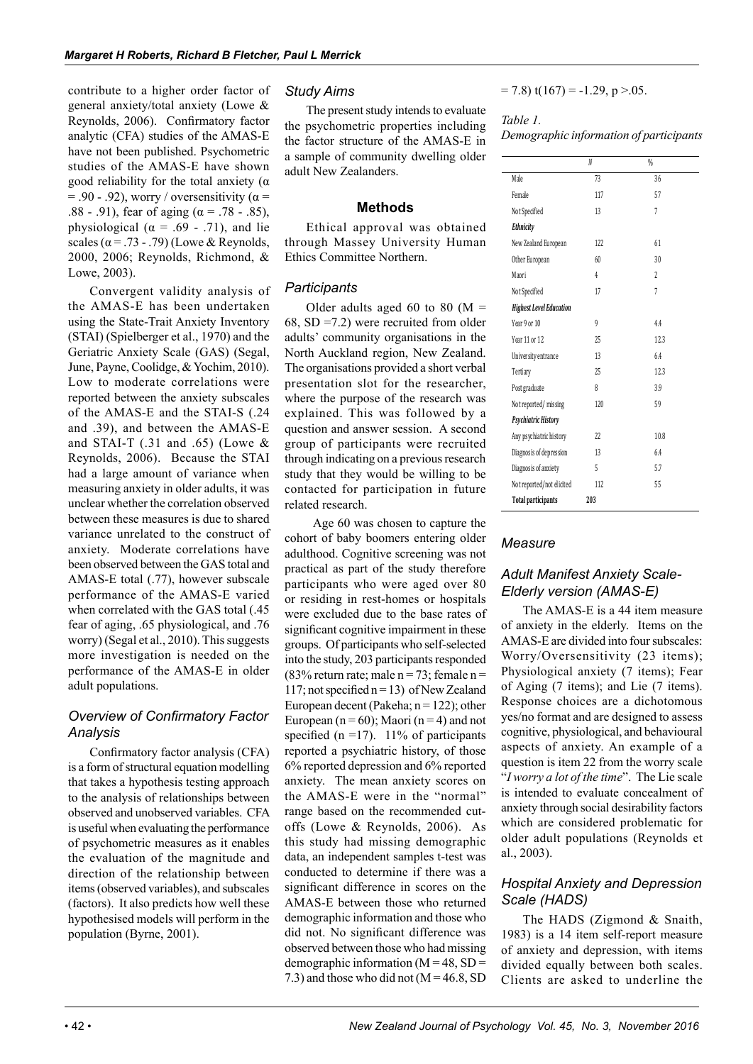contribute to a higher order factor of general anxiety/total anxiety (Lowe & Reynolds, 2006). Confirmatory factor analytic (CFA) studies of the AMAS-E have not been published. Psychometric studies of the AMAS-E have shown good reliability for the total anxiety ($\alpha$ = .90 - .92), worry / oversensitivity ($\alpha$ = .88 - .91), fear of aging ($\alpha$ = .78 - .85), physiological ($\alpha$ = .69 - .71), and lie scales ($\alpha$ = .73 - .79) (Lowe & Reynolds, 2000, 2006; Reynolds, Richmond, & Lowe, 2003).

Convergent validity analysis of the AMAS-E has been undertaken using the State-Trait Anxiety Inventory (STAI) (Spielberger et al., 1970) and the Geriatric Anxiety Scale (GAS) (Segal, June, Payne, Coolidge, & Yochim, 2010). Low to moderate correlations were reported between the anxiety subscales of the AMAS-E and the STAI-S (.24 and .39), and between the AMAS-E and STAI-T (.31 and .65) (Lowe & Reynolds, 2006). Because the STAI had a large amount of variance when measuring anxiety in older adults, it was unclear whether the correlation observed between these measures is due to shared variance unrelated to the construct of anxiety. Moderate correlations have been observed between the GAS total and AMAS-E total (.77), however subscale performance of the AMAS-E varied when correlated with the GAS total (.45 fear of aging, .65 physiological, and .76 worry) (Segal et al., 2010). This suggests more investigation is needed on the performance of the AMAS-E in older adult populations.

### *Overview of Confirmatory Factor Analysis*

Confirmatory factor analysis (CFA) is a form of structural equation modelling that takes a hypothesis testing approach to the analysis of relationships between observed and unobserved variables. CFA is useful when evaluating the performance of psychometric measures as it enables the evaluation of the magnitude and direction of the relationship between items (observed variables), and subscales (factors). It also predicts how well these hypothesised models will perform in the population (Byrne, 2001).

### *Study Aims*

The present study intends to evaluate the psychometric properties including the factor structure of the AMAS-E in a sample of community dwelling older adult New Zealanders.

## Methods

Ethical approval was obtained through Massey University Human Ethics Committee Northern.

### *Participants*

Older adults aged 60 to 80 (M = 68, SD =7.2) were recruited from older adults' community organisations in the North Auckland region, New Zealand. The organisations provided a short verbal presentation slot for the researcher, where the purpose of the research was explained. This was followed by a question and answer session. A second group of participants were recruited through indicating on a previous research study that they would be willing to be contacted for participation in future related research.

Age 60 was chosen to capture the cohort of baby boomers entering older adulthood. Cognitive screening was not practical as part of the study therefore participants who were aged over 80 or residing in rest-homes or hospitals were excluded due to the base rates of significant cognitive impairment in these groups. Of participants who self-selected into the study, 203 participants responded (83% return rate; male n = 73; female n = 117; not specified n = 13) of New Zealand European decent (Pakeha; n = 122); other European (n = 60); Maori (n = 4) and not specified (n =17). 11% of participants reported a psychiatric history, of those 6% reported depression and 6% reported anxiety. The mean anxiety scores on the AMAS-E were in the "normal" range based on the recommended cut-offs (Lowe & Reynolds, 2006). As this study had missing demographic data, an independent samples t-test was conducted to determine if there was a significant difference in scores on the AMAS-E between those who returned demographic information and those who did not. No significant difference was observed between those who had missing demographic information (M = 48, SD = 7.3) and those who did not (M = 46.8, SD = 7.8) $t(167) = -1.29$, $p > .05$.

*Table 1.*
*Demographic information of participants*

| | *N* | % |
|---|---|---|
| Male | 73 | 36 |
| Female | 117 | 57 |
| Not Specified | 13 | 7 |
| ***Ethnicity*** | | |
| New Zealand European | 122 | 61 |
| Other European | 60 | 30 |
| Maori | 4 | 2 |
| Not Specified | 17 | 7 |
| ***Highest Level Education*** | | |
| Year 9 or 10 | 9 | 4.4 |
| Year 11 or 12 | 25 | 12.3 |
| University entrance | 13 | 6.4 |
| Tertiary | 25 | 12.3 |
| Post graduate | 8 | 3.9 |
| Not reported/ missing | 120 | 59 |
| ***Psychiatric History*** | | |
| Any psychiatric history | 22 | 10.8 |
| Diagnosis of depression | 13 | 6.4 |
| Diagnosis of anxiety | 5 | 5.7 |
| Not reported/not elicited | 112 | 55 |
| **Total participants** | **203** | |

### *Measure*

### *Adult Manifest Anxiety Scale-Elderly version (AMAS-E)*

The AMAS-E is a 44 item measure of anxiety in the elderly. Items on the AMAS-E are divided into four subscales: Worry/Oversensitivity (23 items); Physiological anxiety (7 items); Fear of Aging (7 items); and Lie (7 items). Response choices are a dichotomous yes/no format and are designed to assess cognitive, physiological, and behavioural aspects of anxiety. An example of a question is item 22 from the worry scale "*I worry a lot of the time*". The Lie scale is intended to evaluate concealment of anxiety through social desirability factors which are considered problematic for older adult populations (Reynolds et al., 2003).

### *Hospital Anxiety and Depression Scale (HADS)*

The HADS (Zigmond & Snaith, 1983) is a 14 item self-report measure of anxiety and depression, with items divided equally between both scales. Clients are asked to underline the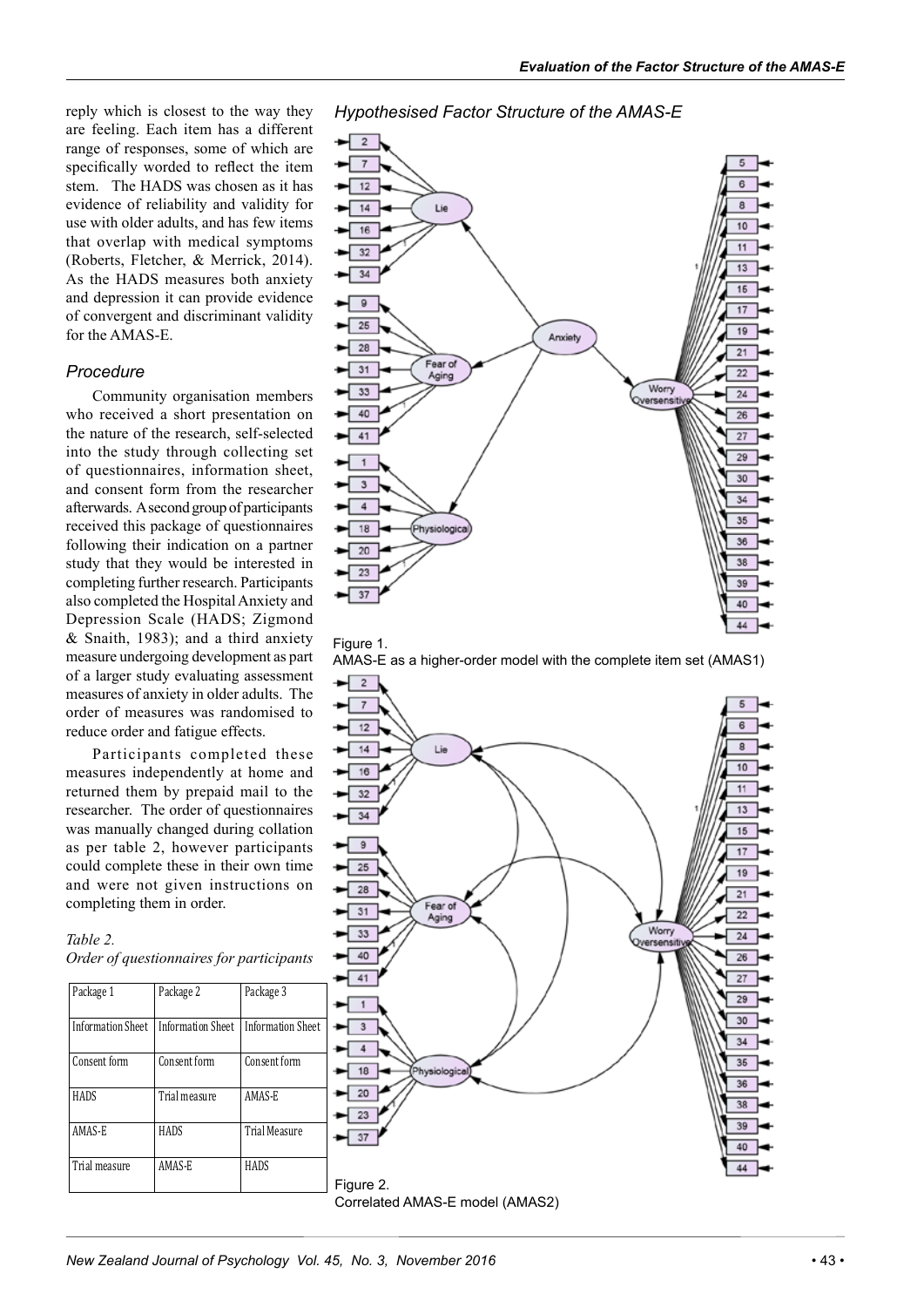reply which is closest to the way they are feeling. Each item has a different range of responses, some of which are specifically worded to reflect the item stem. The HADS was chosen as it has evidence of reliability and validity for use with older adults, and has few items that overlap with medical symptoms (Roberts, Fletcher, & Merrick, 2014). As the HADS measures both anxiety and depression it can provide evidence of convergent and discriminant validity for the AMAS-E.

### Procedure

Community organisation members who received a short presentation on the nature of the research, self-selected into the study through collecting set of questionnaires, information sheet, and consent form from the researcher afterwards. A second group of participants received this package of questionnaires following their indication on a partner study that they would be interested in completing further research. Participants also completed the Hospital Anxiety and Depression Scale (HADS; Zigmond & Snaith, 1983); and a third anxiety measure undergoing development as part of a larger study evaluating assessment measures of anxiety in older adults. The order of measures was randomised to reduce order and fatigue effects.

Participants completed these measures independently at home and returned them by prepaid mail to the researcher. The order of questionnaires was manually changed during collation as per table 2, however participants could complete these in their own time and were not given instructions on completing them in order.

*Table 2.*
*Order of questionnaires for participants*

| Package 1 | Package 2 | Package 3 |
|---|---|---|
| Information Sheet | Information Sheet | Information Sheet |
| Consent form | Consent form | Consent form |
| HADS | Trial measure | AMAS-E |
| AMAS-E | HADS | Trial Measure |
| Trial measure | AMAS-E | HADS |

### Hypothesised Factor Structure of the AMAS-E

Figure 1.
AMAS-E as a higher-order model with the complete item set (AMAS1)

Figure 2.
Correlated AMAS-E model (AMAS2)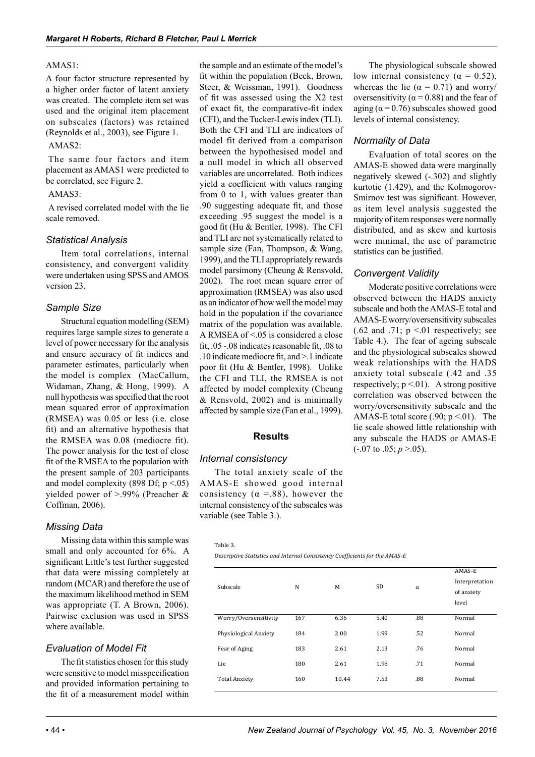AMAS1:

A four factor structure represented by a higher order factor of latent anxiety was created. The complete item set was used and the original item placement on subscales (factors) was retained (Reynolds et al., 2003), see Figure 1.

AMAS2:

The same four factors and item placement as AMAS1 were predicted to be correlated, see Figure 2.

AMAS3:

A revised correlated model with the lie scale removed.

### *Statistical Analysis*

Item total correlations, internal consistency, and convergent validity were undertaken using SPSS and AMOS version 23.

### *Sample Size*

Structural equation modelling (SEM) requires large sample sizes to generate a level of power necessary for the analysis and ensure accuracy of fit indices and parameter estimates, particularly when the model is complex (MacCallum, Widaman, Zhang, & Hong, 1999). A null hypothesis was specified that the root mean squared error of approximation (RMSEA) was 0.05 or less (i.e. close fit) and an alternative hypothesis that the RMSEA was 0.08 (mediocre fit). The power analysis for the test of close fit of the RMSEA to the population with the present sample of 203 participants and model complexity (898 Df; $p < .05$) yielded power of >.99% (Preacher & Coffman, 2006).

### *Missing Data*

Missing data within this sample was small and only accounted for 6%. A significant Little's test further suggested that data were missing completely at random (MCAR) and therefore the use of the maximum likelihood method in SEM was appropriate (T. A Brown, 2006). Pairwise exclusion was used in SPSS where available.

### *Evaluation of Model Fit*

The fit statistics chosen for this study were sensitive to model misspecification and provided information pertaining to the fit of a measurement model within the sample and an estimate of the model's fit within the population (Beck, Brown, Steer, & Weissman, 1991). Goodness of fit was assessed using the X2 test of exact fit, the comparative-fit index (CFI), and the Tucker-Lewis index (TLI). Both the CFI and TLI are indicators of model fit derived from a comparison between the hypothesised model and a null model in which all observed variables are uncorrelated. Both indices yield a coefficient with values ranging from 0 to 1, with values greater than .90 suggesting adequate fit, and those exceeding .95 suggest the model is a good fit (Hu & Bentler, 1998). The CFI and TLI are not systematically related to sample size (Fan, Thompson, & Wang, 1999), and the TLI appropriately rewards model parsimony (Cheung & Rensvold, 2002). The root mean square error of approximation (RMSEA) was also used as an indicator of how well the model may hold in the population if the covariance matrix of the population was available. A RMSEA of <.05 is considered a close fit, .05 -.08 indicates reasonable fit, .08 to .10 indicate mediocre fit, and >.1 indicate poor fit (Hu & Bentler, 1998). Unlike the CFI and TLI, the RMSEA is not affected by model complexity (Cheung & Rensvold, 2002) and is minimally affected by sample size (Fan et al., 1999).

## Results

### *Internal consistency*

The total anxiety scale of the AMAS-E showed good internal consistency ($\alpha$ =.88), however the internal consistency of the subscales was variable (see Table 3.).

The physiological subscale showed low internal consistency ($\alpha$ = 0.52), whereas the lie ($\alpha$ = 0.71) and worry/oversensitivity ($\alpha$ = 0.88) and the fear of aging ($\alpha$ = 0.76) subscales showed good levels of internal consistency.

### *Normality of Data*

Evaluation of total scores on the AMAS-E showed data were marginally negatively skewed (-.302) and slightly kurtotic (1.429), and the Kolmogorov-Smirnov test was significant. However, as item level analysis suggested the majority of item responses were normally distributed, and as skew and kurtosis were minimal, the use of parametric statistics can be justified.

### *Convergent Validity*

Moderate positive correlations were observed between the HADS anxiety subscale and both the AMAS-E total and AMAS-E worry/oversensitivity subscales (.62 and .71; $p < .01$ respectively; see Table 4.). The fear of ageing subscale and the physiological subscales showed weak relationships with the HADS anxiety total subscale (.42 and .35 respectively; $p < .01$). A strong positive correlation was observed between the worry/oversensitivity subscale and the AMAS-E total score (.90; $p < .01$). The lie scale showed little relationship with any subscale the HADS or AMAS-E (-.07 to .05; *p* >.05).

Table 3.

*Descriptive Statistics and Internal Consistency Coefficients for the AMAS-E*

| Subscale | N | M | SD | α | AMAS-E Interpretation of anxiety level |
|---|---|---|---|---|---|
| Worry/Oversensitivity | 167 | 6.36 | 5.40 | .88 | Normal |
| Physiological Anxiety | 184 | 2.00 | 1.99 | .52 | Normal |
| Fear of Aging | 183 | 2.61 | 2.13 | .76 | Normal |
| Lie | 180 | 2.61 | 1.98 | .71 | Normal |
| Total Anxiety | 160 | 10.44 | 7.53 | .88 | Normal |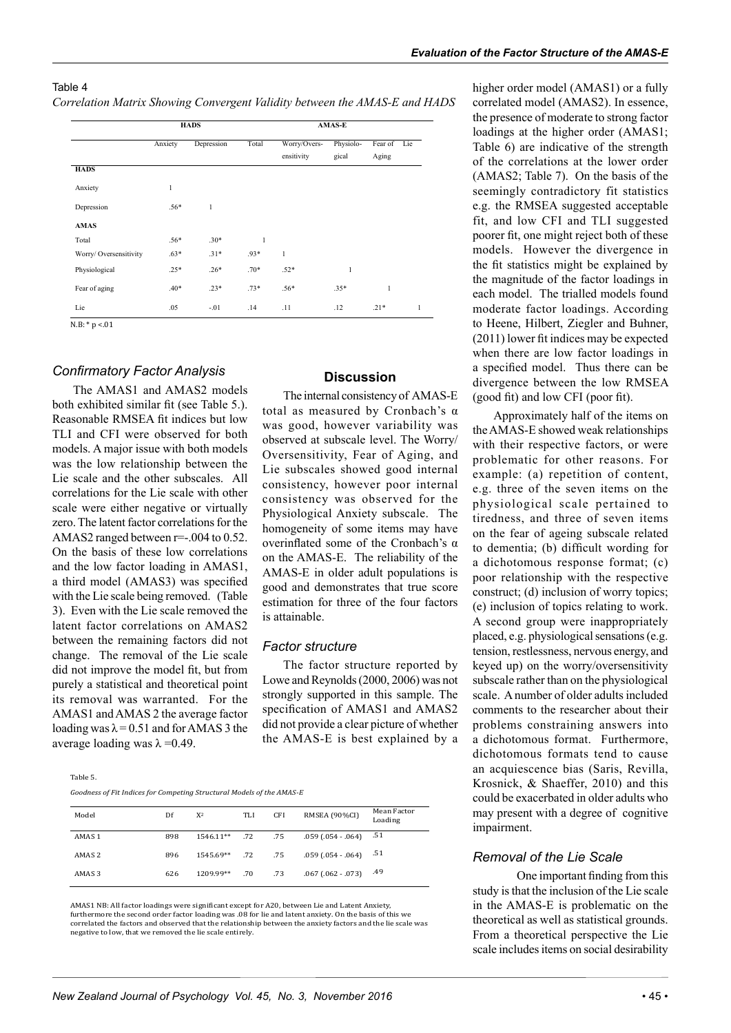Table 4

*Correlation Matrix Showing Convergent Validity between the AMAS-E and HADS*

| | HADS | | | AMAS-E | | | |
|---|---|---|---|---|---|---|---|
| | Anxiety | Depression | Total | Worry/Oversensitivity | Physiological | Fear of Aging | Lie |
| **HADS** | | | | | | | |
| Anxiety | 1 | | | | | | |
| Depression | .56* | 1 | | | | | |
| **AMAS** | | | | | | | |
| Total | .56* | .30* | 1 | | | | |
| Worry/ Oversensitivity | .63* | .31* | .93* | 1 | | | |
| Physiological | .25* | .26* | .70* | .52* | 1 | | |
| Fear of aging | .40* | .23* | .73* | .56* | .35* | 1 | |
| Lie | .05 | -.01 | .14 | .11 | .12 | .21* | 1 |

N.B: * p <.01

### *Confirmatory Factor Analysis*

The AMAS1 and AMAS2 models both exhibited similar fit (see Table 5.). Reasonable RMSEA fit indices but low TLI and CFI were observed for both models. A major issue with both models was the low relationship between the Lie scale and the other subscales. All correlations for the Lie scale with other scale were either negative or virtually zero. The latent factor correlations for the AMAS2 ranged between r=-.004 to 0.52. On the basis of these low correlations and the low factor loading in AMAS1, a third model (AMAS3) was specified with the Lie scale being removed. (Table 3). Even with the Lie scale removed the latent factor correlations on AMAS2 between the remaining factors did not change. The removal of the Lie scale did not improve the model fit, but from purely a statistical and theoretical point its removal was warranted. For the AMAS1 and AMAS 2 the average factor loading was $\lambda = 0.51$ and for AMAS 3 the average loading was $\lambda = 0.49$.

Table 5.

*Goodness of Fit Indices for Competing Structural Models of the AMAS-E*

| Model | Df | $X^2$ | TLI | CFI | RMSEA (90%CI) | Mean Factor Loading |
|---|---|---|---|---|---|---|
| AMAS 1 | 898 | 1546.11** | .72 | .75 | .059 (.054 - .064) | .51 |
| AMAS 2 | 896 | 1545.69** | .72 | .75 | .059 (.054 - .064) | .51 |
| AMAS 3 | 626 | 1209.99** | .70 | .73 | .067 (.062 - .073) | .49 |

AMAS1 NB: All factor loadings were significant except for A20, between Lie and Latent Anxiety, furthermore the second order factor loading was .08 for lie and latent anxiety. On the basis of this we correlated the factors and observed that the relationship between the anxiety factors and the lie scale was negative to low, that we removed the lie scale entirely.

## Discussion

The internal consistency of AMAS-E total as measured by Cronbach's α was good, however variability was observed at subscale level. The Worry/Oversensitivity, Fear of Aging, and Lie subscales showed good internal consistency, however poor internal consistency was observed for the Physiological Anxiety subscale. The homogeneity of some items may have overinflated some of the Cronbach's α on the AMAS-E. The reliability of the AMAS-E in older adult populations is good and demonstrates that true score estimation for three of the four factors is attainable.

### *Factor structure*

The factor structure reported by Lowe and Reynolds (2000, 2006) was not strongly supported in this sample. The specification of AMAS1 and AMAS2 did not provide a clear picture of whether the AMAS-E is best explained by a higher order model (AMAS1) or a fully correlated model (AMAS2). In essence, the presence of moderate to strong factor loadings at the higher order (AMAS1; Table 6) are indicative of the strength of the correlations at the lower order (AMAS2; Table 7). On the basis of the seemingly contradictory fit statistics e.g. the RMSEA suggested acceptable fit, and low CFI and TLI suggested poorer fit, one might reject both of these models. However the divergence in the fit statistics might be explained by the magnitude of the factor loadings in each model. The trialled models found moderate factor loadings. According to Heene, Hilbert, Ziegler and Buhner, (2011) lower fit indices may be expected when there are low factor loadings in a specified model. Thus there can be divergence between the low RMSEA (good fit) and low CFI (poor fit).

Approximately half of the items on the AMAS-E showed weak relationships with their respective factors, or were problematic for other reasons. For example: (a) repetition of content, e.g. three of the seven items on the physiological scale pertained to tiredness, and three of seven items on the fear of ageing subscale related to dementia; (b) difficult wording for a dichotomous response format; (c) poor relationship with the respective construct; (d) inclusion of worry topics; (e) inclusion of topics relating to work. A second group were inappropriately placed, e.g. physiological sensations (e.g. tension, restlessness, nervous energy, and keyed up) on the worry/oversensitivity subscale rather than on the physiological scale. A number of older adults included comments to the researcher about their problems constraining answers into a dichotomous format. Furthermore, dichotomous formats tend to cause an acquiescence bias (Saris, Revilla, Krosnick, & Shaeffer, 2010) and this could be exacerbated in older adults who may present with a degree of cognitive impairment.

### *Removal of the Lie Scale*

One important finding from this study is that the inclusion of the Lie scale in the AMAS-E is problematic on the theoretical as well as statistical grounds. From a theoretical perspective the Lie scale includes items on social desirability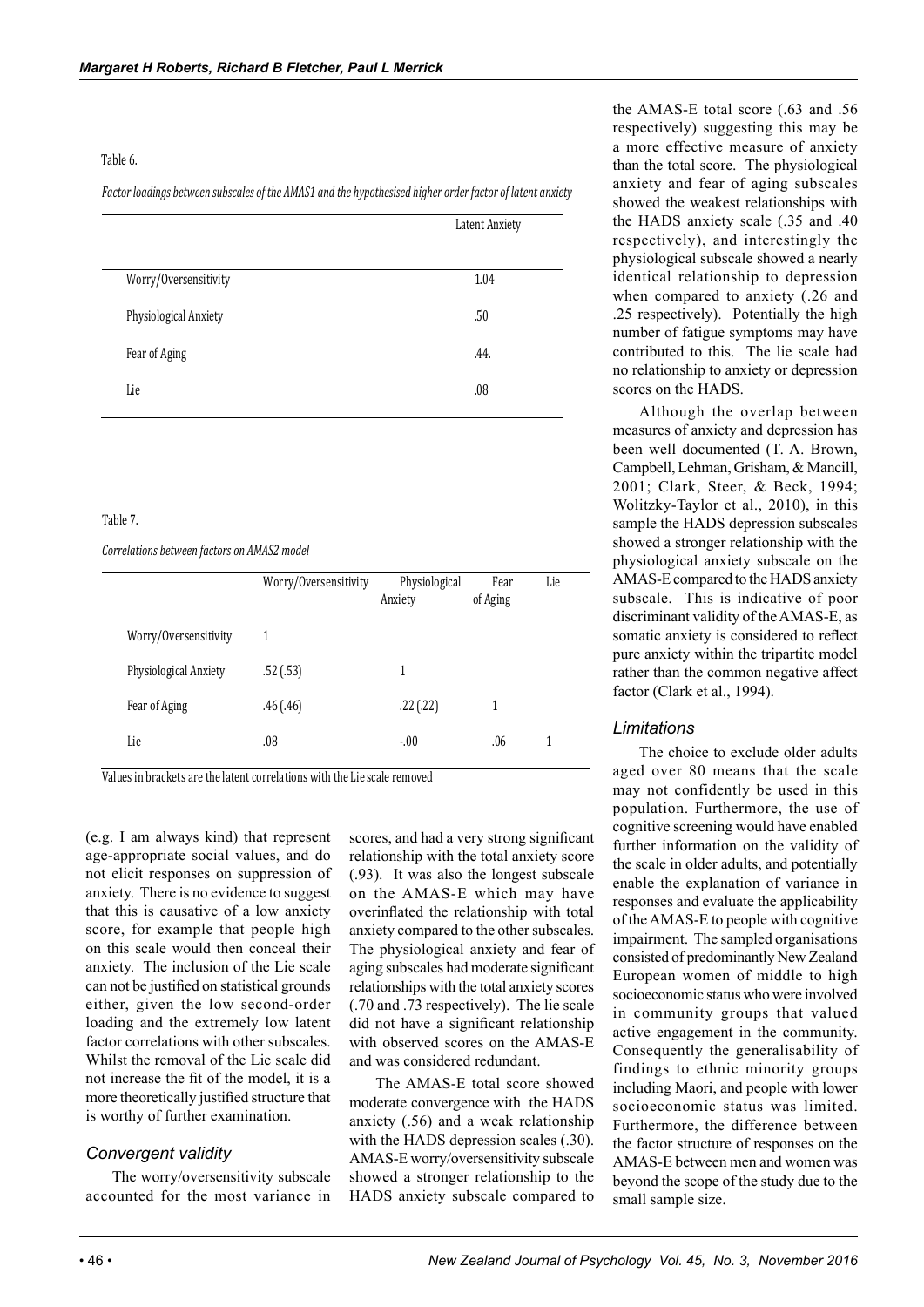Table 6.

*Factor loadings between subscales of the AMAS1 and the hypothesised higher order factor of latent anxiety*

| | Latent Anxiety |
|---|---|
| Worry/Oversensitivity | 1.04 |
| Physiological Anxiety | .50 |
| Fear of Aging | .44. |
| Lie | .08 |

Table 7.

*Correlations between factors on AMAS2 model*

| | Worry/Oversensitivity | Physiological Anxiety | Fear of Aging | Lie |
|---|---|---|---|---|
| Worry/Oversensitivity | 1 | | | |
| Physiological Anxiety | .52 (.53) | 1 | | |
| Fear of Aging | .46 (.46) | .22 (.22) | 1 | |
| Lie | .08 | -.00 | .06 | 1 |

Values in brackets are the latent correlations with the Lie scale removed

(e.g. I am always kind) that represent age-appropriate social values, and do not elicit responses on suppression of anxiety. There is no evidence to suggest that this is causative of a low anxiety score, for example that people high on this scale would then conceal their anxiety. The inclusion of the Lie scale can not be justified on statistical grounds either, given the low second-order loading and the extremely low latent factor correlations with other subscales. Whilst the removal of the Lie scale did not increase the fit of the model, it is a more theoretically justified structure that is worthy of further examination.

## Convergent validity

The worry/oversensitivity subscale accounted for the most variance in scores, and had a very strong significant relationship with the total anxiety score (.93). It was also the longest subscale on the AMAS-E which may have overinflated the relationship with total anxiety compared to the other subscales. The physiological anxiety and fear of aging subscales had moderate significant relationships with the total anxiety scores (.70 and .73 respectively). The lie scale did not have a significant relationship with observed scores on the AMAS-E and was considered redundant.

The AMAS-E total score showed moderate convergence with the HADS anxiety (.56) and a weak relationship with the HADS depression scales (.30). AMAS-E worry/oversensitivity subscale showed a stronger relationship to the HADS anxiety subscale compared to the AMAS-E total score (.63 and .56 respectively) suggesting this may be a more effective measure of anxiety than the total score. The physiological anxiety and fear of aging subscales showed the weakest relationships with the HADS anxiety scale (.35 and .40 respectively), and interestingly the physiological subscale showed a nearly identical relationship to depression when compared to anxiety (.26 and .25 respectively). Potentially the high number of fatigue symptoms may have contributed to this. The lie scale had no relationship to anxiety or depression scores on the HADS.

Although the overlap between measures of anxiety and depression has been well documented (T. A. Brown, Campbell, Lehman, Grisham, & Mancill, 2001; Clark, Steer, & Beck, 1994; Wolitzky-Taylor et al., 2010), in this sample the HADS depression subscales showed a stronger relationship with the physiological anxiety subscale on the AMAS-E compared to the HADS anxiety subscale. This is indicative of poor discriminant validity of the AMAS-E, as somatic anxiety is considered to reflect pure anxiety within the tripartite model rather than the common negative affect factor (Clark et al., 1994).

## Limitations

The choice to exclude older adults aged over 80 means that the scale may not confidently be used in this population. Furthermore, the use of cognitive screening would have enabled further information on the validity of the scale in older adults, and potentially enable the explanation of variance in responses and evaluate the applicability of the AMAS-E to people with cognitive impairment. The sampled organisations consisted of predominantly New Zealand European women of middle to high socioeconomic status who were involved in community groups that valued active engagement in the community. Consequently the generalisability of findings to ethnic minority groups including Maori, and people with lower socioeconomic status was limited. Furthermore, the difference between the factor structure of responses on the AMAS-E between men and women was beyond the scope of the study due to the small sample size.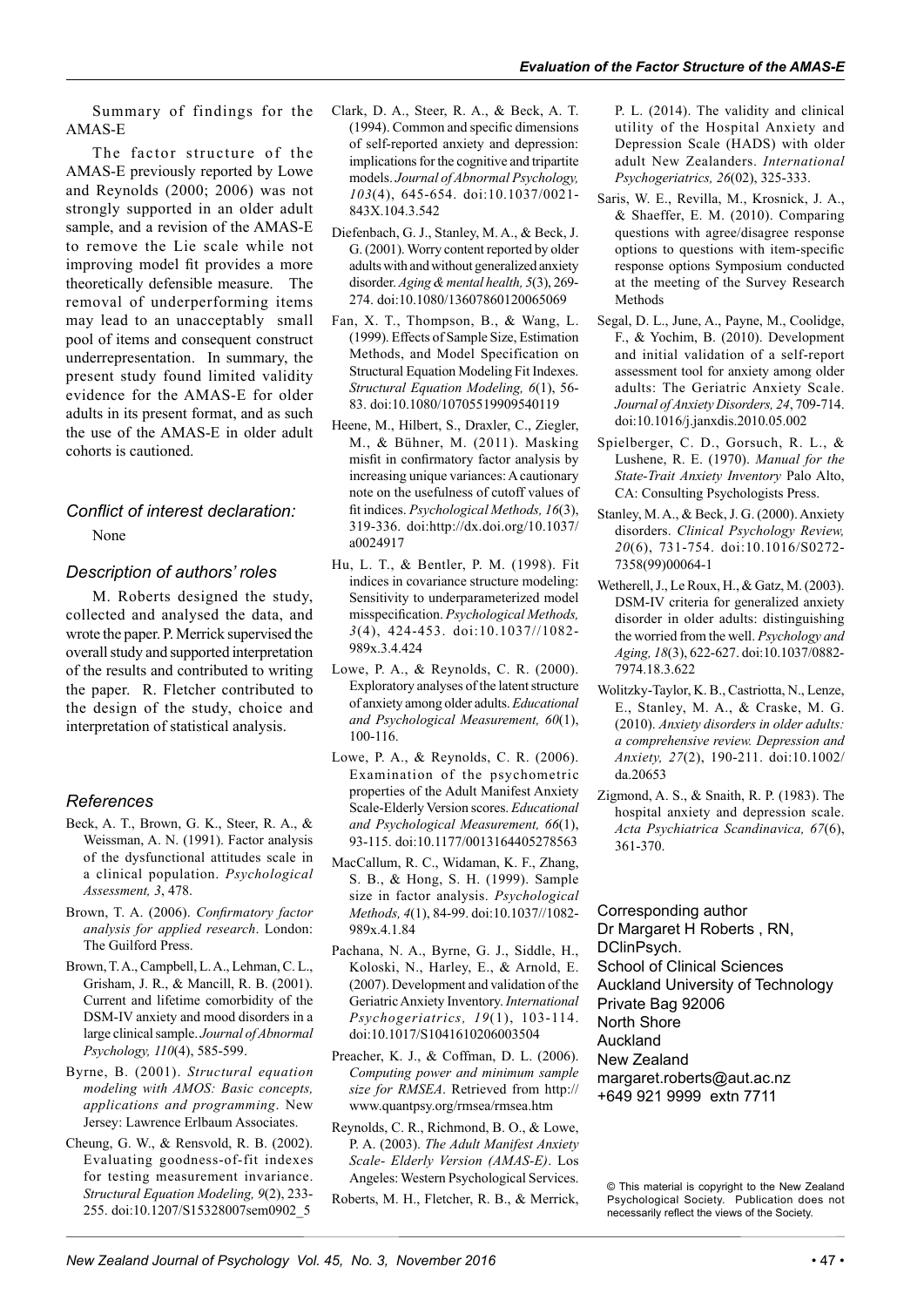Summary of findings for the AMAS-E

The factor structure of the AMAS-E previously reported by Lowe and Reynolds (2000; 2006) was not strongly supported in an older adult sample, and a revision of the AMAS-E to remove the Lie scale while not improving model fit provides a more theoretically defensible measure. The removal of underperforming items may lead to an unacceptably small pool of items and consequent construct underrepresentation. In summary, the present study found limited validity evidence for the AMAS-E for older adults in its present format, and as such the use of the AMAS-E in older adult cohorts is cautioned.

### *Conflict of interest declaration:*

None

### *Description of authors' roles*

M. Roberts designed the study, collected and analysed the data, and wrote the paper. P. Merrick supervised the overall study and supported interpretation of the results and contributed to writing the paper. R. Fletcher contributed to the design of the study, choice and interpretation of statistical analysis.

### *References*

Beck, A. T., Brown, G. K., Steer, R. A., & Weissman, A. N. (1991). Factor analysis of the dysfunctional attitudes scale in a clinical population. *Psychological Assessment, 3*, 478.

Brown, T. A. (2006). *Confirmatory factor analysis for applied research*. London: The Guilford Press.

Brown, T. A., Campbell, L. A., Lehman, C. L., Grisham, J. R., & Mancill, R. B. (2001). Current and lifetime comorbidity of the DSM-IV anxiety and mood disorders in a large clinical sample. *Journal of Abnormal Psychology, 110*(4), 585-599.

Byrne, B. (2001). *Structural equation modeling with AMOS: Basic concepts, applications and programming*. New Jersey: Lawrence Erlbaum Associates.

Cheung, G. W., & Rensvold, R. B. (2002). Evaluating goodness-of-fit indexes for testing measurement invariance. *Structural Equation Modeling, 9*(2), 233-255. doi:10.1207/S15328007sem0902_5

Clark, D. A., Steer, R. A., & Beck, A. T. (1994). Common and specific dimensions of self-reported anxiety and depression: implications for the cognitive and tripartite models. *Journal of Abnormal Psychology, 103*(4), 645-654. doi:10.1037/0021-843X.104.3.542

Diefenbach, G. J., Stanley, M. A., & Beck, J. G. (2001). Worry content reported by older adults with and without generalized anxiety disorder. *Aging & mental health, 5*(3), 269-274. doi:10.1080/13607860120065069

Fan, X. T., Thompson, B., & Wang, L. (1999). Effects of Sample Size, Estimation Methods, and Model Specification on Structural Equation Modeling Fit Indexes. *Structural Equation Modeling, 6*(1), 56-83. doi:10.1080/10705519909540119

Heene, M., Hilbert, S., Draxler, C., Ziegler, M., & Bühner, M. (2011). Masking misfit in confirmatory factor analysis by increasing unique variances: A cautionary note on the usefulness of cutoff values of fit indices. *Psychological Methods, 16*(3), 319-336. doi:http://dx.doi.org/10.1037/a0024917

Hu, L. T., & Bentler, P. M. (1998). Fit indices in covariance structure modeling: Sensitivity to underparameterized model misspecification. *Psychological Methods, 3*(4), 424-453. doi:10.1037//1082-989x.3.4.424

Lowe, P. A., & Reynolds, C. R. (2000). Exploratory analyses of the latent structure of anxiety among older adults. *Educational and Psychological Measurement, 60*(1), 100-116.

Lowe, P. A., & Reynolds, C. R. (2006). Examination of the psychometric properties of the Adult Manifest Anxiety Scale-Elderly Version scores. *Educational and Psychological Measurement, 66*(1), 93-115. doi:10.1177/0013164405278563

MacCallum, R. C., Widaman, K. F., Zhang, S. B., & Hong, S. H. (1999). Sample size in factor analysis. *Psychological Methods, 4*(1), 84-99. doi:10.1037//1082-989x.4.1.84

Pachana, N. A., Byrne, G. J., Siddle, H., Koloski, N., Harley, E., & Arnold, E. (2007). Development and validation of the Geriatric Anxiety Inventory. *International Psychogeriatrics, 19*(1), 103-114. doi:10.1017/S1041610206003504

Preacher, K. J., & Coffman, D. L. (2006). *Computing power and minimum sample size for RMSEA*. Retrieved from http://www.quantpsy.org/rmsea/rmsea.htm

Reynolds, C. R., Richmond, B. O., & Lowe, P. A. (2003). *The Adult Manifest Anxiety Scale- Elderly Version (AMAS-E)*. Los Angeles: Western Psychological Services.

Roberts, M. H., Fletcher, R. B., & Merrick, P. L. (2014). The validity and clinical utility of the Hospital Anxiety and Depression Scale (HADS) with older adult New Zealanders. *International Psychogeriatrics, 26*(02), 325-333.

Saris, W. E., Revilla, M., Krosnick, J. A., & Shaeffer, E. M. (2010). Comparing questions with agree/disagree response options to questions with item-specific response options Symposium conducted at the meeting of the Survey Research Methods

Segal, D. L., June, A., Payne, M., Coolidge, F., & Yochim, B. (2010). Development and initial validation of a self-report assessment tool for anxiety among older adults: The Geriatric Anxiety Scale. *Journal of Anxiety Disorders, 24*, 709-714. doi:10.1016/j.janxdis.2010.05.002

Spielberger, C. D., Gorsuch, R. L., & Lushene, R. E. (1970). *Manual for the State-Trait Anxiety Inventory* Palo Alto, CA: Consulting Psychologists Press.

Stanley, M. A., & Beck, J. G. (2000). Anxiety disorders. *Clinical Psychology Review, 20*(6), 731-754. doi:10.1016/S0272-7358(99)00064-1

Wetherell, J., Le Roux, H., & Gatz, M. (2003). DSM-IV criteria for generalized anxiety disorder in older adults: distinguishing the worried from the well. *Psychology and Aging, 18*(3), 622-627. doi:10.1037/0882-7974.18.3.622

Wolitzky-Taylor, K. B., Castriotta, N., Lenze, E., Stanley, M. A., & Craske, M. G. (2010). *Anxiety disorders in older adults: a comprehensive review. Depression and Anxiety, 27*(2), 190-211. doi:10.1002/da.20653

Zigmond, A. S., & Snaith, R. P. (1983). The hospital anxiety and depression scale. *Acta Psychiatrica Scandinavica, 67*(6), 361-370.

Corresponding author
Dr Margaret H Roberts , RN, DClinPsych.
School of Clinical Sciences
Auckland University of Technology
Private Bag 92006
North Shore
Auckland
New Zealand
margaret.roberts@aut.ac.nz
+649 921 9999 extn 7711

© This material is copyright to the New Zealand Psychological Society. Publication does not necessarily reflect the views of the Society.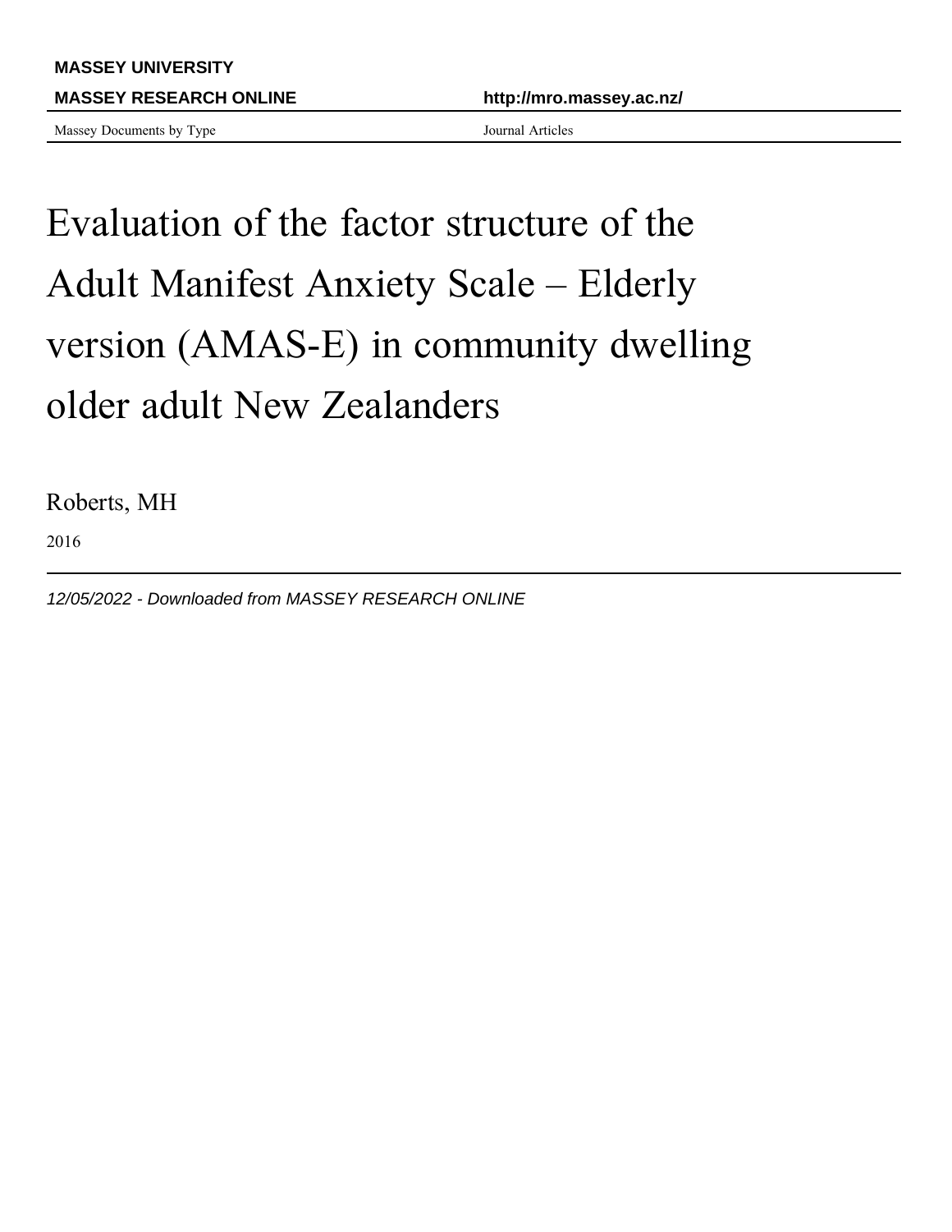MASSEY UNIVERSITY

MASSEY RESEARCH ONLINE http://mro.massey.ac.nz/

Massey Documents by Type Journal Articles

# Evaluation of the factor structure of the Adult Manifest Anxiety Scale – Elderly version (AMAS-E) in community dwelling older adult New Zealanders

Roberts, MH

2016

*12/05/2022 - Downloaded from MASSEY RESEARCH ONLINE*